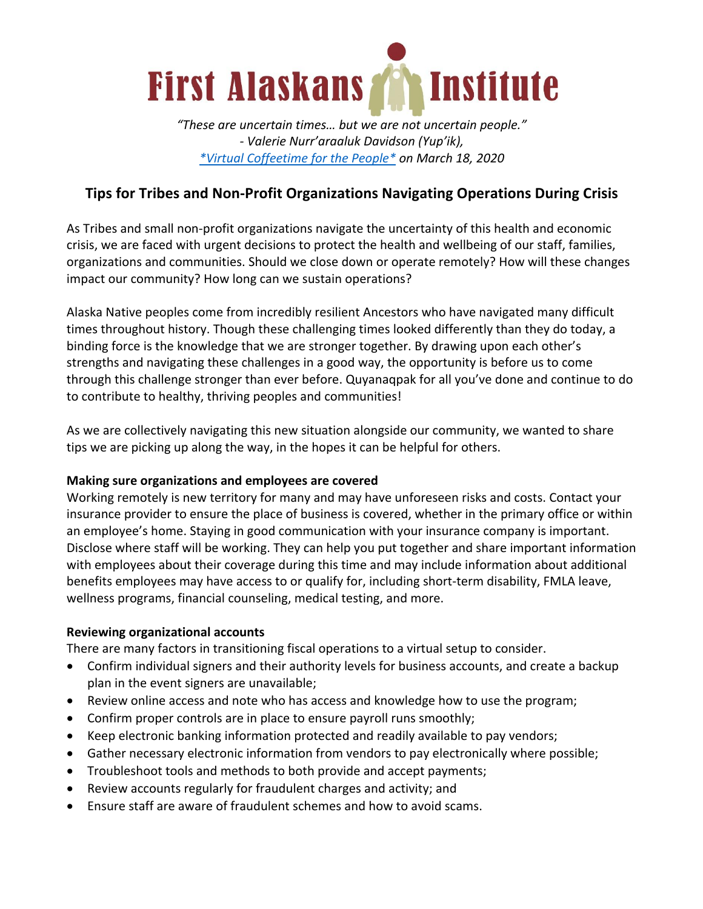# First Alaskans Institute

*"These are uncertain times… but we are not uncertain people."*
*- Valerie Nurr'araaluk Davidson (Yup'ik),*
*[*Virtual Coffeetime for the People*] on March 18, 2020*

## Tips for Tribes and Non-Profit Organizations Navigating Operations During Crisis

As Tribes and small non-profit organizations navigate the uncertainty of this health and economic crisis, we are faced with urgent decisions to protect the health and wellbeing of our staff, families, organizations and communities. Should we close down or operate remotely? How will these changes impact our community? How long can we sustain operations?

Alaska Native peoples come from incredibly resilient Ancestors who have navigated many difficult times throughout history. Though these challenging times looked differently than they do today, a binding force is the knowledge that we are stronger together. By drawing upon each other's strengths and navigating these challenges in a good way, the opportunity is before us to come through this challenge stronger than ever before. Quyanaqpak for all you've done and continue to do to contribute to healthy, thriving peoples and communities!

As we are collectively navigating this new situation alongside our community, we wanted to share tips we are picking up along the way, in the hopes it can be helpful for others.

**Making sure organizations and employees are covered**

Working remotely is new territory for many and may have unforeseen risks and costs. Contact your insurance provider to ensure the place of business is covered, whether in the primary office or within an employee's home. Staying in good communication with your insurance company is important. Disclose where staff will be working. They can help you put together and share important information with employees about their coverage during this time and may include information about additional benefits employees may have access to or qualify for, including short-term disability, FMLA leave, wellness programs, financial counseling, medical testing, and more.

**Reviewing organizational accounts**

There are many factors in transitioning fiscal operations to a virtual setup to consider.

- Confirm individual signers and their authority levels for business accounts, and create a backup plan in the event signers are unavailable;
- Review online access and note who has access and knowledge how to use the program;
- Confirm proper controls are in place to ensure payroll runs smoothly;
- Keep electronic banking information protected and readily available to pay vendors;
- Gather necessary electronic information from vendors to pay electronically where possible;
- Troubleshoot tools and methods to both provide and accept payments;
- Review accounts regularly for fraudulent charges and activity; and
- Ensure staff are aware of fraudulent schemes and how to avoid scams.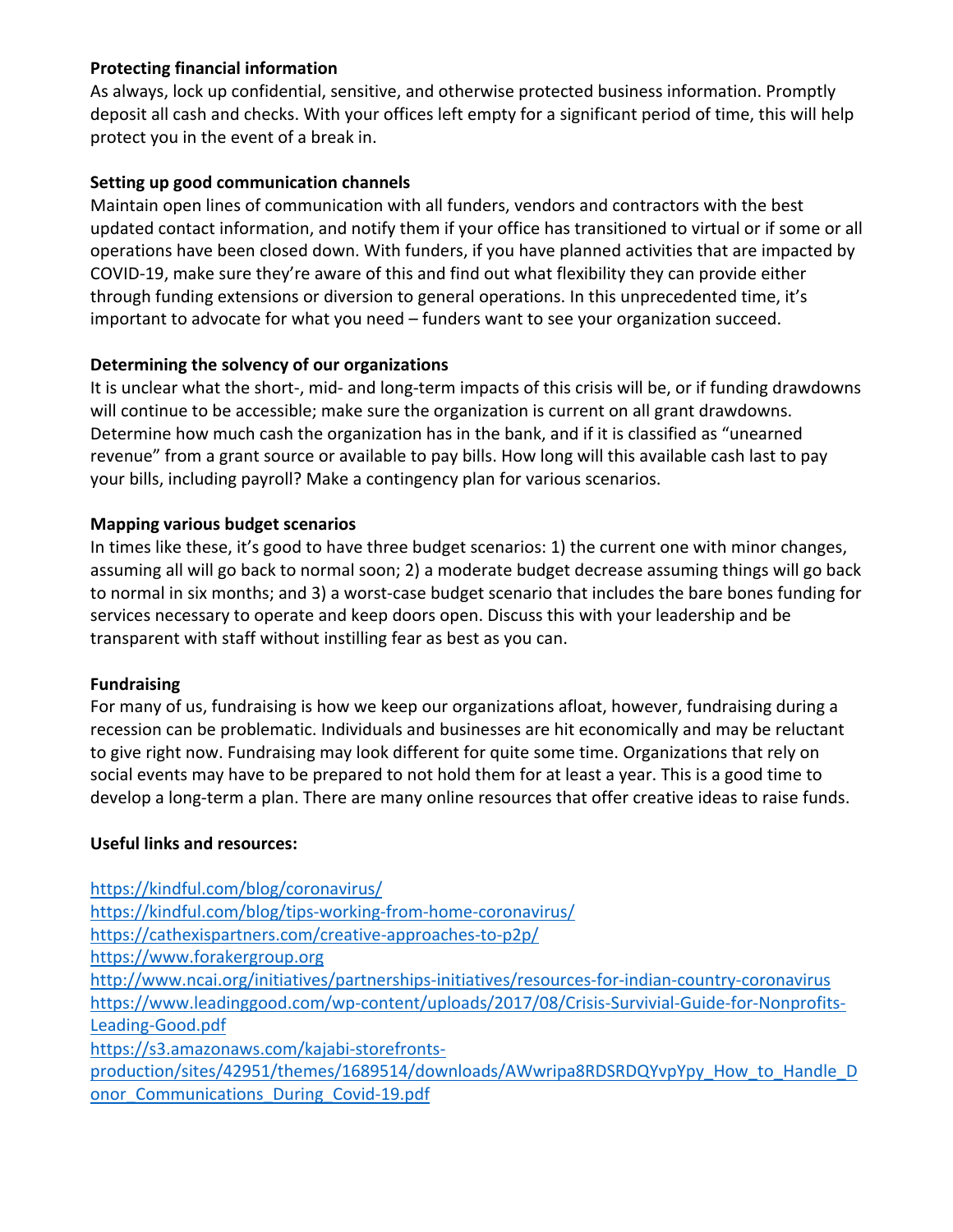**Protecting financial information**
As always, lock up confidential, sensitive, and otherwise protected business information. Promptly deposit all cash and checks. With your offices left empty for a significant period of time, this will help protect you in the event of a break in.

**Setting up good communication channels**
Maintain open lines of communication with all funders, vendors and contractors with the best updated contact information, and notify them if your office has transitioned to virtual or if some or all operations have been closed down. With funders, if you have planned activities that are impacted by COVID-19, make sure they're aware of this and find out what flexibility they can provide either through funding extensions or diversion to general operations. In this unprecedented time, it's important to advocate for what you need – funders want to see your organization succeed.

**Determining the solvency of our organizations**
It is unclear what the short-, mid- and long-term impacts of this crisis will be, or if funding drawdowns will continue to be accessible; make sure the organization is current on all grant drawdowns. Determine how much cash the organization has in the bank, and if it is classified as "unearned revenue" from a grant source or available to pay bills. How long will this available cash last to pay your bills, including payroll? Make a contingency plan for various scenarios.

**Mapping various budget scenarios**
In times like these, it's good to have three budget scenarios: 1) the current one with minor changes, assuming all will go back to normal soon; 2) a moderate budget decrease assuming things will go back to normal in six months; and 3) a worst-case budget scenario that includes the bare bones funding for services necessary to operate and keep doors open. Discuss this with your leadership and be transparent with staff without instilling fear as best as you can.

**Fundraising**
For many of us, fundraising is how we keep our organizations afloat, however, fundraising during a recession can be problematic. Individuals and businesses are hit economically and may be reluctant to give right now. Fundraising may look different for quite some time. Organizations that rely on social events may have to be prepared to not hold them for at least a year. This is a good time to develop a long-term a plan. There are many online resources that offer creative ideas to raise funds.

**Useful links and resources:**

https://kindful.com/blog/coronavirus/
https://kindful.com/blog/tips-working-from-home-coronavirus/
https://cathexispartners.com/creative-approaches-to-p2p/
https://www.forakergroup.org
http://www.ncai.org/initiatives/partnerships-initiatives/resources-for-indian-country-coronavirus
https://www.leadinggood.com/wp-content/uploads/2017/08/Crisis-Survivial-Guide-for-Nonprofits-Leading-Good.pdf
https://s3.amazonaws.com/kajabi-storefronts-production/sites/42951/themes/1689514/downloads/AWwripa8RDSRDQYvpYpy_How_to_Handle_Donor_Communications_During_Covid-19.pdf